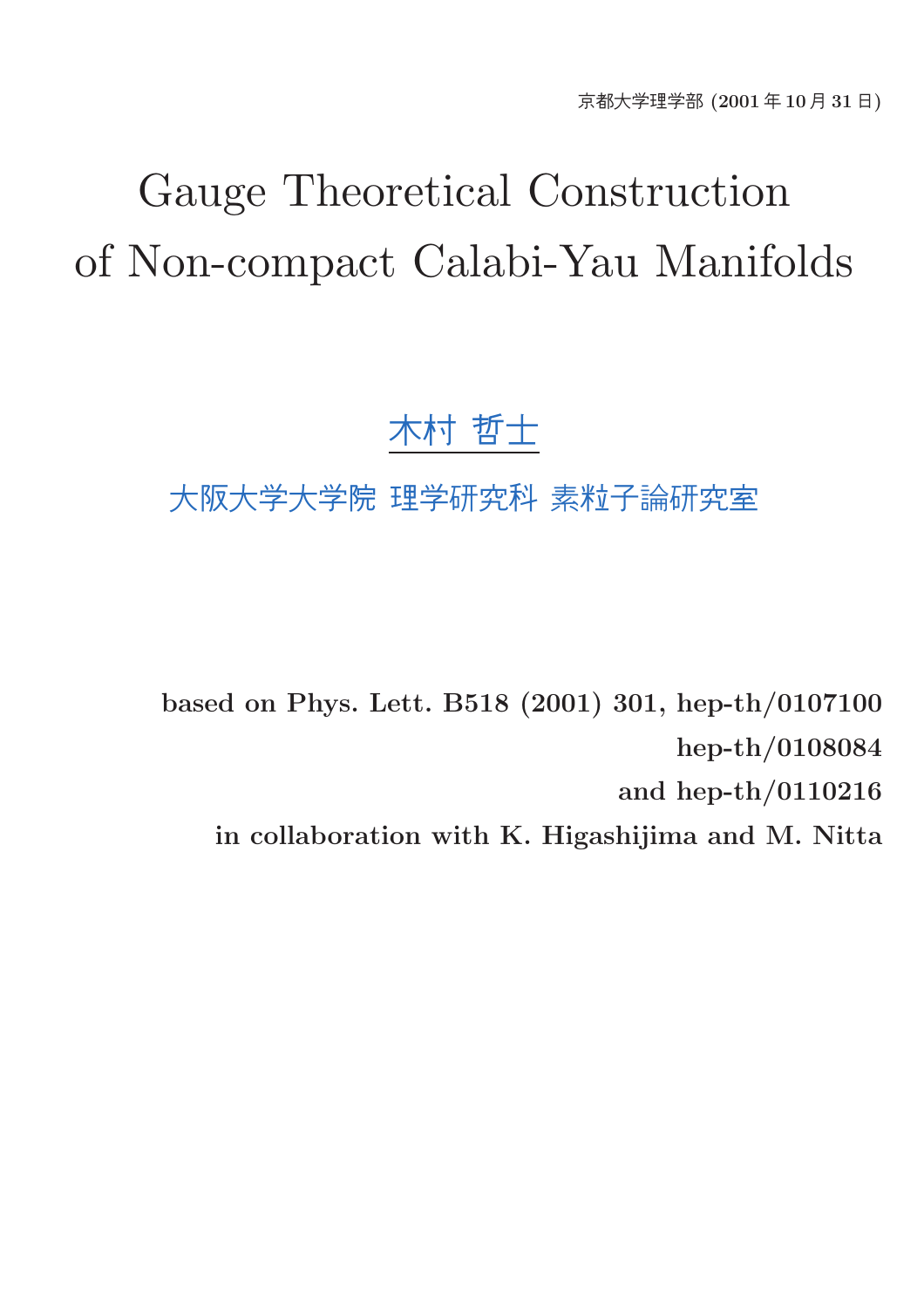京都大学理学部 (2001 年 10 月 31 日)

# Gauge Theoretical Construction of Non-compact Calabi-Yau Manifolds

木村 哲士

大阪大学大学院 理学研究科 素粒子論研究室

**based on Phys. Lett. B518 (2001) 301, hep-th/0107100**

**hep-th/0108084**

**and hep-th/0110216**

**in collaboration with K. Higashijima and M. Nitta**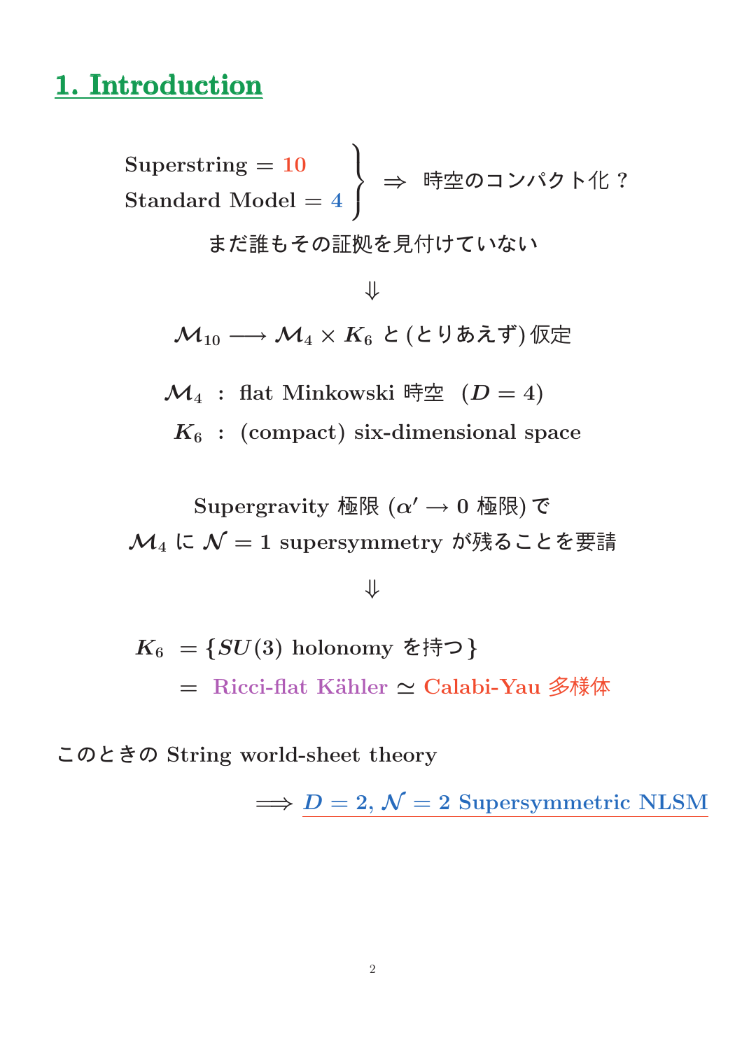## 1. Introduction

$$\left.\begin{array}{l}\text{Superstring} = 10 \\ \text{Standard Model} = 4\end{array}\right\} \Rightarrow \text{時空のコンパクト化？}$$

まだ誰もその証拠を見付けていない

$$\Downarrow$$

$\mathcal{M}_{10} \longrightarrow \mathcal{M}_4 \times K_6$ と(とりあえず)仮定

$\mathcal{M}_4$ : flat Minkowski 時空 $(D = 4)$

$K_6$ : (compact) six-dimensional space

Supergravity 極限 ($\alpha' \to 0$ 極限)で

$\mathcal{M}_4$ に $\mathcal{N} = 1$ supersymmetry が残ることを要請

$$\Downarrow$$

$K_6 = \{SU(3)$ holonomy を持つ$\}$

$= $ Ricci-flat Kähler $\simeq$ Calabi-Yau 多様体

このときの String world-sheet theory

$\Longrightarrow$ $D = 2$, $\mathcal{N} = 2$ Supersymmetric NLSM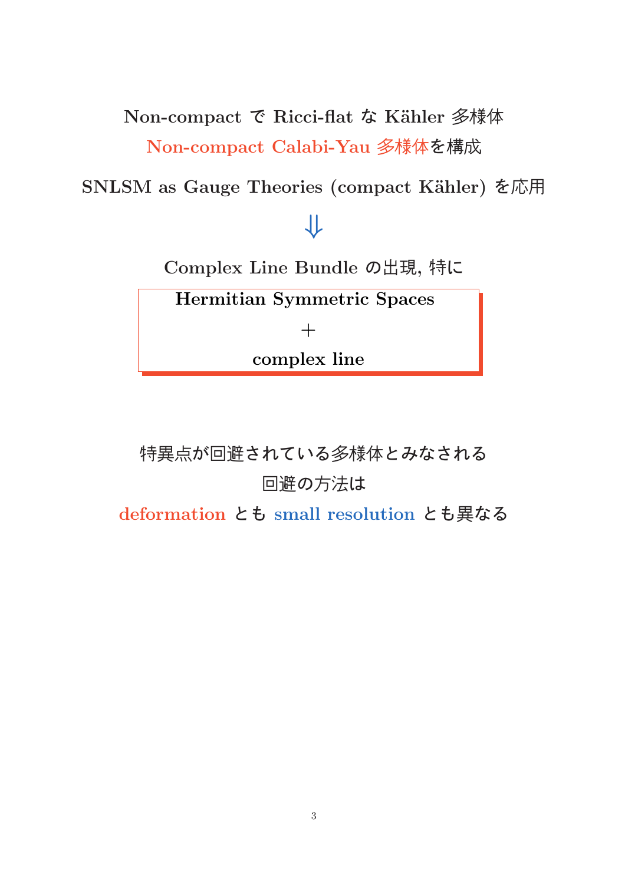**Non-compact で Ricci-flat な Kähler 多様体**

**Non-compact Calabi-Yau 多様体**を構成

**SNLSM as Gauge Theories (compact Kähler)** を応用

$$\Downarrow$$

**Complex Line Bundle** の出現, 特に

**Hermitian Symmetric Spaces**

**+**

**complex line**

特異点が回避されている多様体とみなされる

回避の方法は

**deformation** とも **small resolution** とも異なる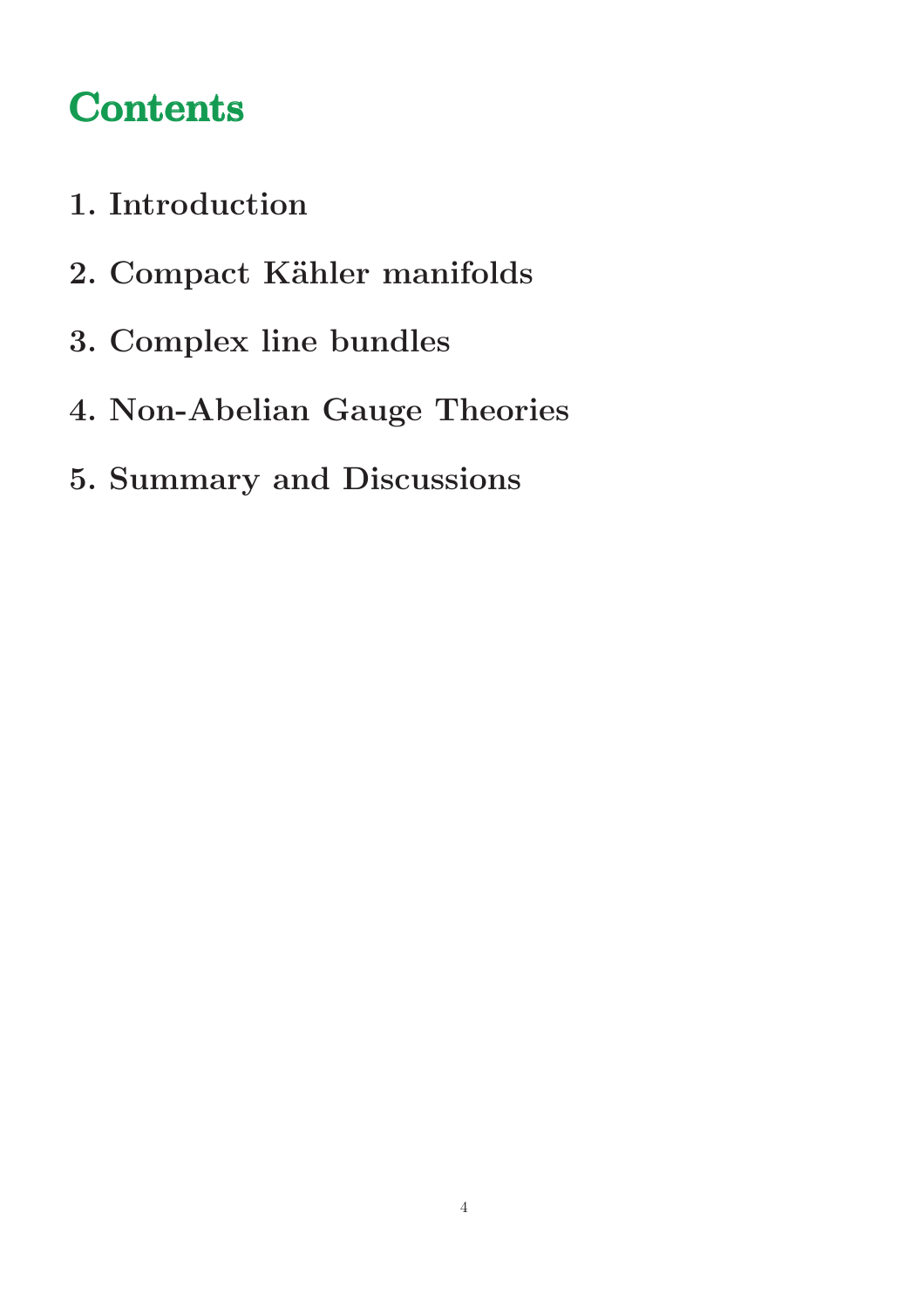# Contents

1. **Introduction**
2. **Compact Kähler manifolds**
3. **Complex line bundles**
4. **Non-Abelian Gauge Theories**
5. **Summary and Discussions**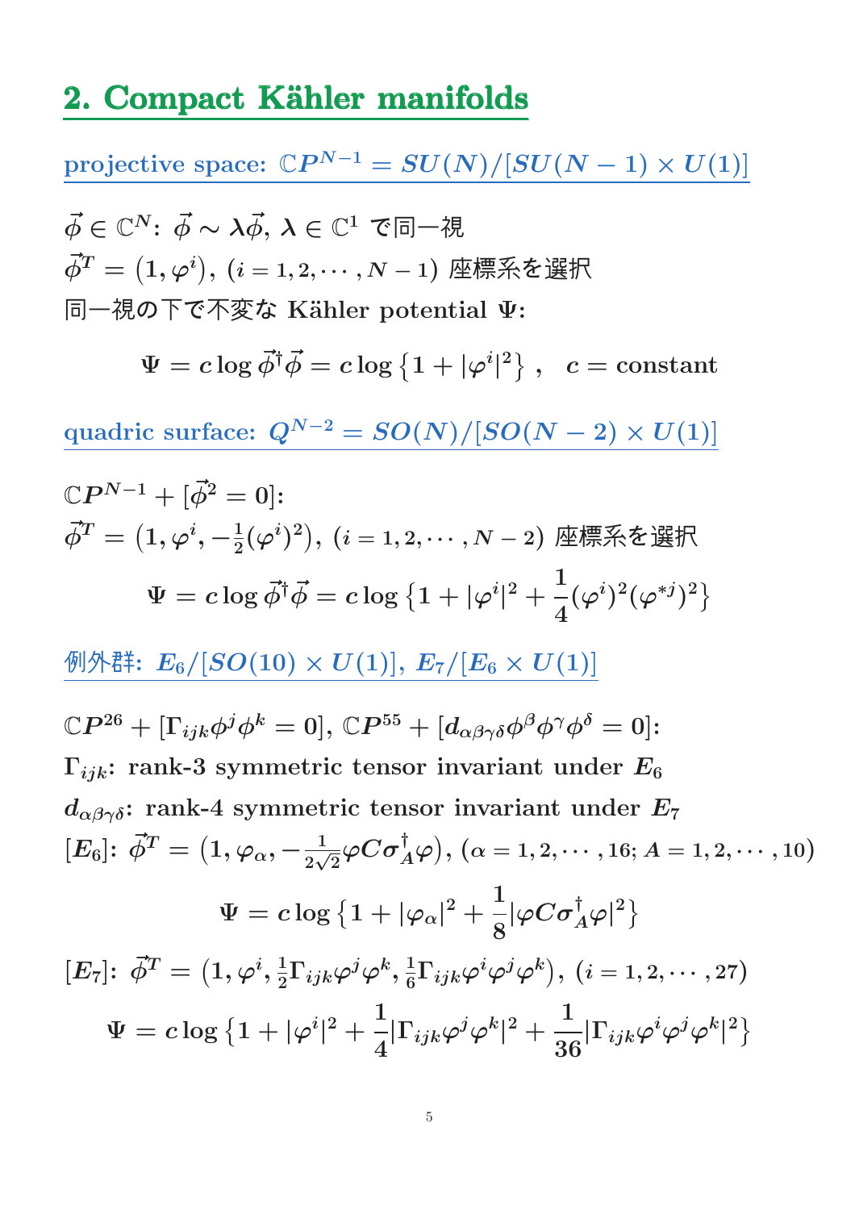## 2. Compact Kähler manifolds

### projective space: $\mathbb{C}P^{N-1} = SU(N)/[SU(N-1)\times U(1)]$

$\vec{\phi}\in\mathbb{C}^N$: $\vec{\phi}\sim\lambda\vec{\phi}$, $\lambda\in\mathbb{C}^1$ で同一視

$\vec{\phi}^T = \left(1, \varphi^i\right)$, $(i=1,2,\cdots,N-1)$ 座標系を選択

同一視の下で不変な Kähler potential $\Psi$:

$$\Psi = c\log\vec{\phi}^\dagger\vec{\phi} = c\log\left\{1+|\varphi^i|^2\right\}, \quad c = \text{constant}$$

### quadric surface: $Q^{N-2} = SO(N)/[SO(N-2)\times U(1)]$

$\mathbb{C}P^{N-1} + [\vec{\phi}^2 = 0]$:

$\vec{\phi}^T = \left(1, \varphi^i, -\frac{1}{2}(\varphi^i)^2\right)$, $(i=1,2,\cdots,N-2)$ 座標系を選択

$$\Psi = c\log\vec{\phi}^\dagger\vec{\phi} = c\log\left\{1+|\varphi^i|^2+\frac{1}{4}(\varphi^i)^2(\varphi^{*j})^2\right\}$$

### 例外群: $E_6/[SO(10)\times U(1)]$, $E_7/[E_6\times U(1)]$

$\mathbb{C}P^{26} + [\Gamma_{ijk}\phi^j\phi^k = 0]$, $\mathbb{C}P^{55} + [d_{\alpha\beta\gamma\delta}\phi^\beta\phi^\gamma\phi^\delta = 0]$:

$\Gamma_{ijk}$: rank-3 symmetric tensor invariant under $E_6$

$d_{\alpha\beta\gamma\delta}$: rank-4 symmetric tensor invariant under $E_7$

$[E_6]$: $\vec{\phi}^T = \left(1, \varphi_\alpha, -\frac{1}{2\sqrt{2}}\varphi C\sigma_A^\dagger\varphi\right)$, $(\alpha = 1,2,\cdots,16; A = 1,2,\cdots,10)$

$$\Psi = c\log\left\{1+|\varphi_\alpha|^2+\frac{1}{8}|\varphi C\sigma_A^\dagger\varphi|^2\right\}$$

$[E_7]$: $\vec{\phi}^T = \left(1, \varphi^i, \frac{1}{2}\Gamma_{ijk}\varphi^j\varphi^k, \frac{1}{6}\Gamma_{ijk}\varphi^i\varphi^j\varphi^k\right)$, $(i=1,2,\cdots,27)$

$$\Psi = c\log\left\{1+|\varphi^i|^2+\frac{1}{4}|\Gamma_{ijk}\varphi^j\varphi^k|^2+\frac{1}{36}|\Gamma_{ijk}\varphi^i\varphi^j\varphi^k|^2\right\}$$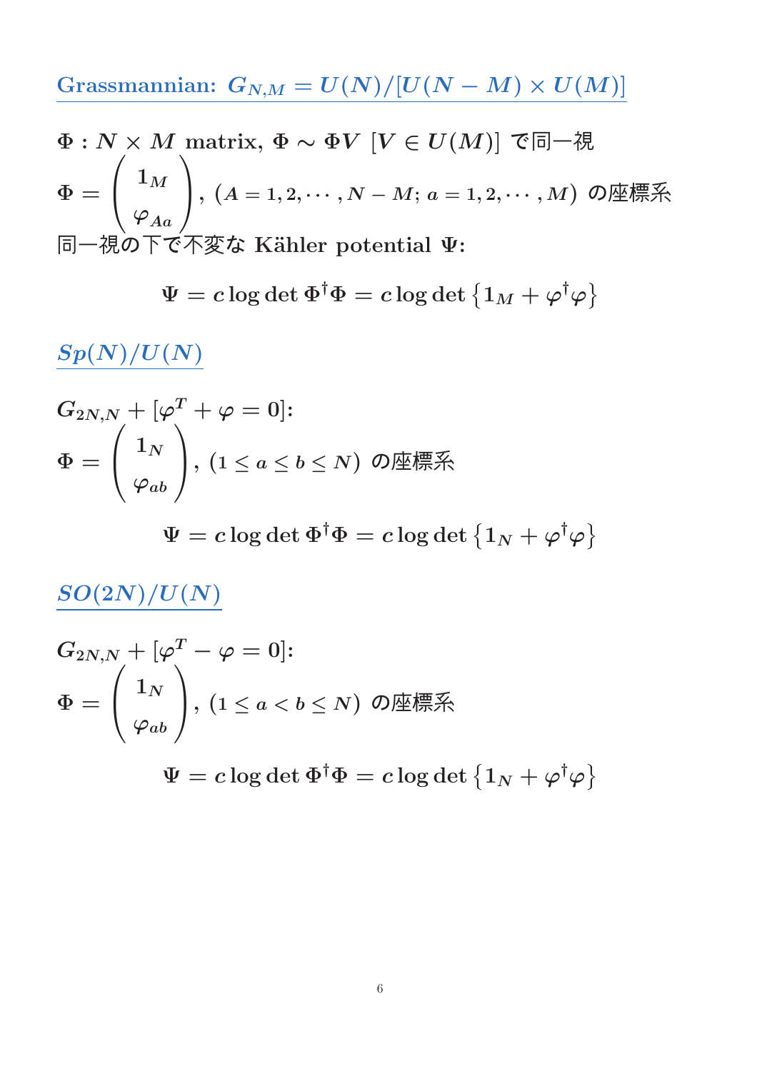## Grassmannian: $G_{N,M} = U(N)/[U(N-M) \times U(M)]$

$\Phi : N \times M$ matrix, $\Phi \sim \Phi V$ $[V \in U(M)]$ で同一視

$\Phi = \begin{pmatrix} 1_M \\ \varphi_{Aa} \end{pmatrix}$, $(A = 1, 2, \cdots, N-M;\ a = 1, 2, \cdots, M)$ の座標系

同一視の下で不変な Kähler potential $\Psi$:

$$\Psi = c \log \det \Phi^\dagger \Phi = c \log \det \left\{ 1_M + \varphi^\dagger \varphi \right\}$$

## $Sp(N)/U(N)$

$G_{2N,N} + [\varphi^T + \varphi = 0]$:

$\Phi = \begin{pmatrix} 1_N \\ \varphi_{ab} \end{pmatrix}$, $(1 \leq a \leq b \leq N)$ の座標系

$$\Psi = c \log \det \Phi^\dagger \Phi = c \log \det \left\{ 1_N + \varphi^\dagger \varphi \right\}$$

## $SO(2N)/U(N)$

$G_{2N,N} + [\varphi^T - \varphi = 0]$:

$\Phi = \begin{pmatrix} 1_N \\ \varphi_{ab} \end{pmatrix}$, $(1 \leq a < b \leq N)$ の座標系

$$\Psi = c \log \det \Phi^\dagger \Phi = c \log \det \left\{ 1_N + \varphi^\dagger \varphi \right\}$$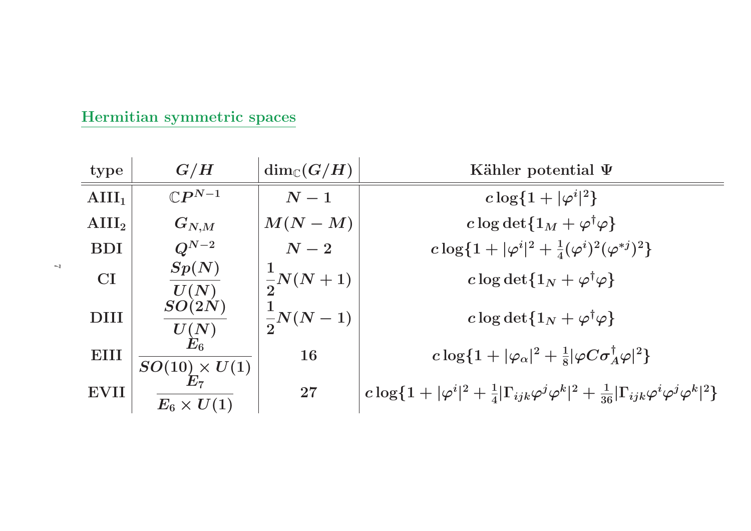## Hermitian symmetric spaces

| type | $G/H$ | $\dim_{\mathbb{C}}(G/H)$ | Kähler potential $\Psi$ |
|---|---|---|---|
| $\mathrm{AIII}_1$ | $\mathbb{C}P^{N-1}$ | $N-1$ | $c\log\{1+\lvert\varphi^i\rvert^2\}$ |
| $\mathrm{AIII}_2$ | $G_{N,M}$ | $M(N-M)$ | $c\log\det\{1_M+\varphi^\dagger\varphi\}$ |
| BDI | $Q^{N-2}$ | $N-2$ | $c\log\{1+\lvert\varphi^i\rvert^2+\frac{1}{4}(\varphi^i)^2(\varphi^{*j})^2\}$ |
| CI | $\dfrac{Sp(N)}{U(N)}$ | $\dfrac{1}{2}N(N+1)$ | $c\log\det\{1_N+\varphi^\dagger\varphi\}$ |
| DIII | $\dfrac{SO(2N)}{U(N)}$ | $\dfrac{1}{2}N(N-1)$ | $c\log\det\{1_N+\varphi^\dagger\varphi\}$ |
| EIII | $\dfrac{E_6}{SO(10)\times U(1)}$ | 16 | $c\log\{1+\lvert\varphi_\alpha\rvert^2+\frac{1}{8}\lvert\varphi C\sigma_A^\dagger\varphi\rvert^2\}$ |
| EVII | $\dfrac{E_7}{E_6\times U(1)}$ | 27 | $c\log\{1+\lvert\varphi^i\rvert^2+\frac{1}{4}\lvert\Gamma_{ijk}\varphi^j\varphi^k\rvert^2+\frac{1}{36}\lvert\Gamma_{ijk}\varphi^i\varphi^j\varphi^k\rvert^2\}$ |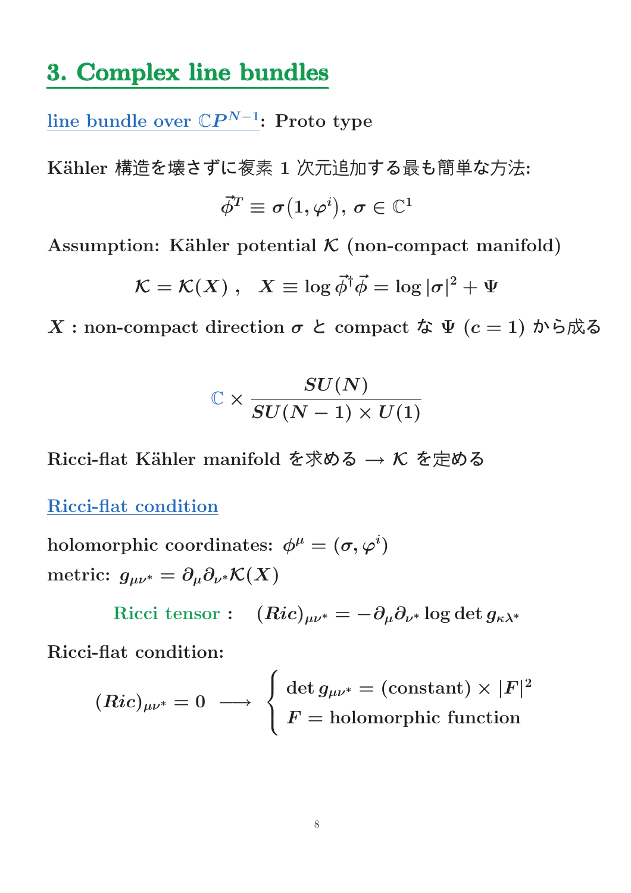# 3. Complex line bundles

line bundle over $\mathbb{C}P^{N-1}$: Proto type

Kähler 構造を壊さずに複素 1 次元追加する最も簡単な方法:

$$\vec{\phi}^T \equiv \sigma(1, \varphi^i), \; \sigma \in \mathbb{C}^1$$

Assumption: Kähler potential $\mathcal{K}$ (non-compact manifold)

$$\mathcal{K} = \mathcal{K}(X) \; , \quad X \equiv \log \vec{\phi}^\dagger \vec{\phi} = \log |\sigma|^2 + \Psi$$

$X$ : non-compact direction $\sigma$ と compact な $\Psi$ $(c = 1)$ から成る

$$\mathbb{C} \times \frac{SU(N)}{SU(N-1) \times U(1)}$$

Ricci-flat Kähler manifold を求める → $\mathcal{K}$ を定める

## Ricci-flat condition

holomorphic coordinates: $\phi^\mu = (\sigma, \varphi^i)$

metric: $g_{\mu\nu^*} = \partial_\mu \partial_{\nu^*} \mathcal{K}(X)$

$$\text{Ricci tensor :} \quad (Ric)_{\mu\nu^*} = -\partial_\mu \partial_{\nu^*} \log \det g_{\kappa\lambda^*}$$

Ricci-flat condition:

$$(Ric)_{\mu\nu^*} = 0 \;\longrightarrow\; \begin{cases} \det g_{\mu\nu^*} = (\text{constant}) \times |F|^2 \\ F = \text{holomorphic function} \end{cases}$$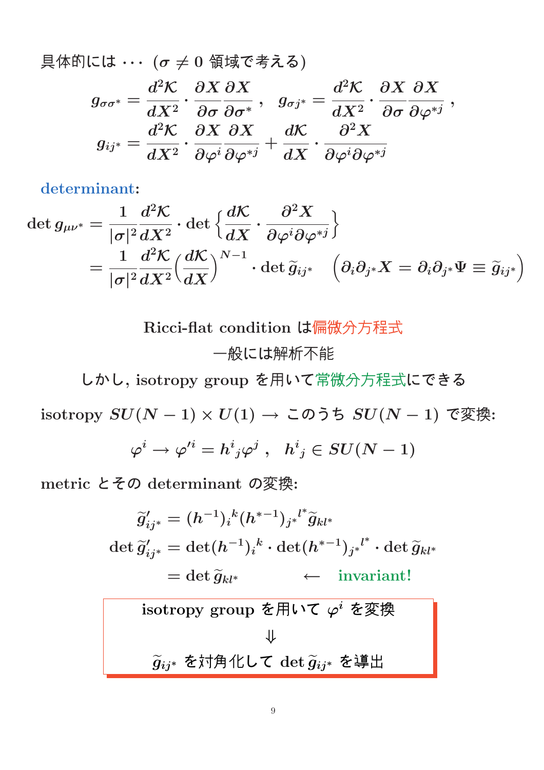具体的には $\cdots$ ($\sigma \neq 0$ 領域で考える)

$$
g_{\sigma\sigma^*} = \frac{d^2\mathcal{K}}{dX^2} \cdot \frac{\partial X}{\partial \sigma} \frac{\partial X}{\partial \sigma^*} \,, \quad g_{\sigma j^*} = \frac{d^2\mathcal{K}}{dX^2} \cdot \frac{\partial X}{\partial \sigma} \frac{\partial X}{\partial \varphi^{*j}} \,,
$$

$$
g_{ij^*} = \frac{d^2\mathcal{K}}{dX^2} \cdot \frac{\partial X}{\partial \varphi^i} \frac{\partial X}{\partial \varphi^{*j}} + \frac{d\mathcal{K}}{dX} \cdot \frac{\partial^2 X}{\partial \varphi^i \partial \varphi^{*j}}
$$

**determinant**:

$$
\begin{aligned}
\det g_{\mu\nu^*} &= \frac{1}{|\sigma|^2} \frac{d^2\mathcal{K}}{dX^2} \cdot \det \left\{ \frac{d\mathcal{K}}{dX} \cdot \frac{\partial^2 X}{\partial \varphi^i \partial \varphi^{*j}} \right\} \\
&= \frac{1}{|\sigma|^2} \frac{d^2\mathcal{K}}{dX^2} \Big( \frac{d\mathcal{K}}{dX} \Big)^{N-1} \cdot \det \widetilde{g}_{ij^*} \quad \Big( \partial_i \partial_{j^*} X = \partial_i \partial_{j^*} \Psi \equiv \widetilde{g}_{ij^*} \Big)
\end{aligned}
$$

Ricci-flat condition は偏微分方程式

一般には解析不能

しかし, isotropy group を用いて常微分方程式にできる

isotropy $SU(N-1) \times U(1) \rightarrow$ このうち $SU(N-1)$ で変換:

$$
\varphi^i \rightarrow \varphi'^i = h^i{}_j \varphi^j \,, \quad h^i{}_j \in SU(N-1)
$$

metric とその determinant の変換:

$$
\begin{aligned}
\widetilde{g}'_{ij^*} &= (h^{-1})_i{}^k (h^{*-1})_{j^*}{}^{l^*} \widetilde{g}_{kl^*} \\
\det \widetilde{g}'_{ij^*} &= \det (h^{-1})_i{}^k \cdot \det (h^{*-1})_{j^*}{}^{l^*} \cdot \det \widetilde{g}_{kl^*} \\
&= \det \widetilde{g}_{kl^*} \qquad \longleftarrow \quad \text{invariant!}
\end{aligned}
$$

isotropy group を用いて $\varphi^i$ を変換

$\Downarrow$

$\widetilde{g}_{ij^*}$ を対角化して $\det \widetilde{g}_{ij^*}$ を導出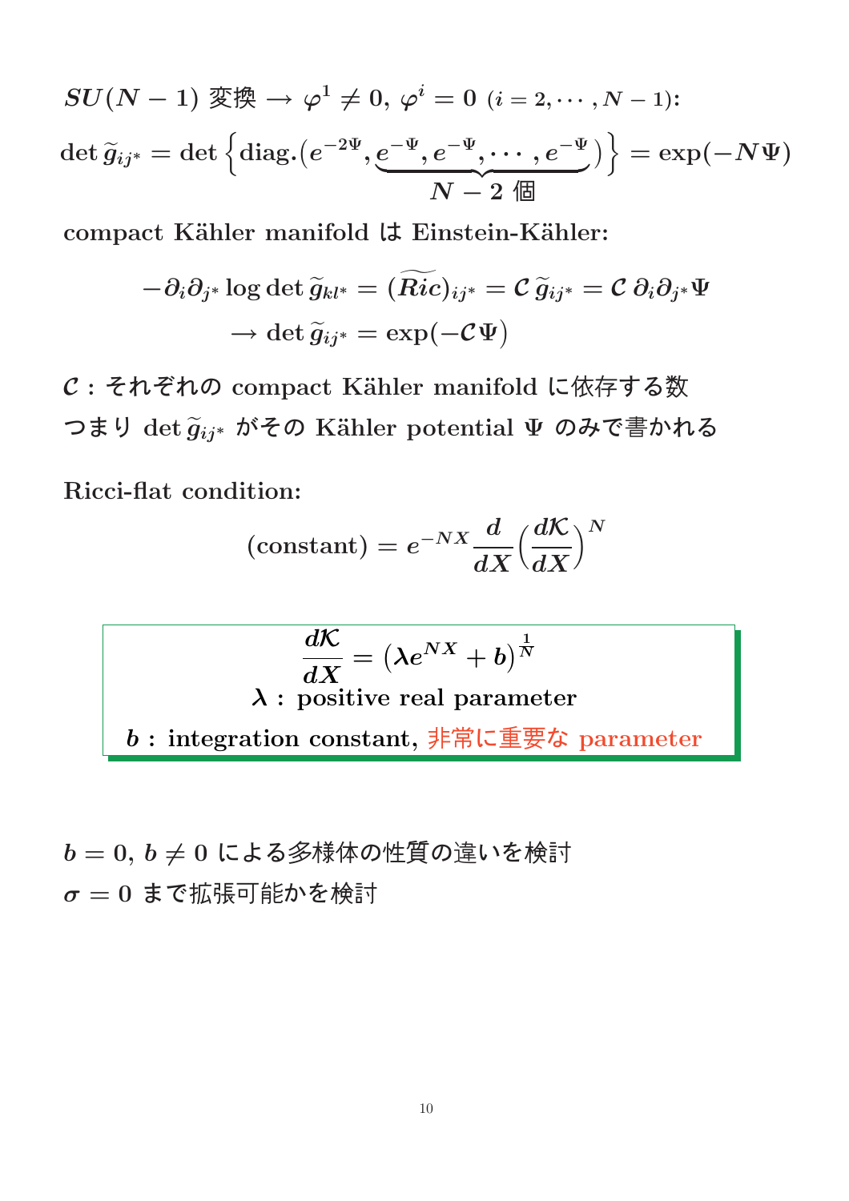$SU(N-1)$ 変換 $\rightarrow \varphi^1 \neq 0,\ \varphi^i = 0$ $(i = 2, \cdots, N-1)$:

$$\det \widetilde{g}_{ij^*} = \det \left\{ \text{diag.}(e^{-2\Psi}, \underbrace{e^{-\Psi}, e^{-\Psi}, \cdots, e^{-\Psi}}_{N-2\ \text{個}}) \right\} = \exp(-N\Psi)$$

compact Kähler manifold は Einstein-Kähler:

$$-\partial_i \partial_{j^*} \log \det \widetilde{g}_{kl^*} = (\widetilde{Ric})_{ij^*} = \mathcal{C}\, \widetilde{g}_{ij^*} = \mathcal{C}\, \partial_i \partial_{j^*} \Psi$$
$$\rightarrow \det \widetilde{g}_{ij^*} = \exp(-\mathcal{C}\Psi)$$

$\mathcal{C}$ : それぞれの compact Kähler manifold に依存する数

つまり $\det \widetilde{g}_{ij^*}$ がその Kähler potential $\Psi$ のみで書かれる

Ricci-flat condition:

$$(\text{constant}) = e^{-NX} \frac{d}{dX} \Big( \frac{d\mathcal{K}}{dX} \Big)^N$$

$$\frac{d\mathcal{K}}{dX} = \left( \lambda e^{NX} + b \right)^{\frac{1}{N}}$$

$\lambda$ : positive real parameter

$b$ : integration constant, 非常に重要な parameter

$b = 0,\ b \neq 0$ による多様体の性質の違いを検討

$\sigma = 0$ まで拡張可能かを検討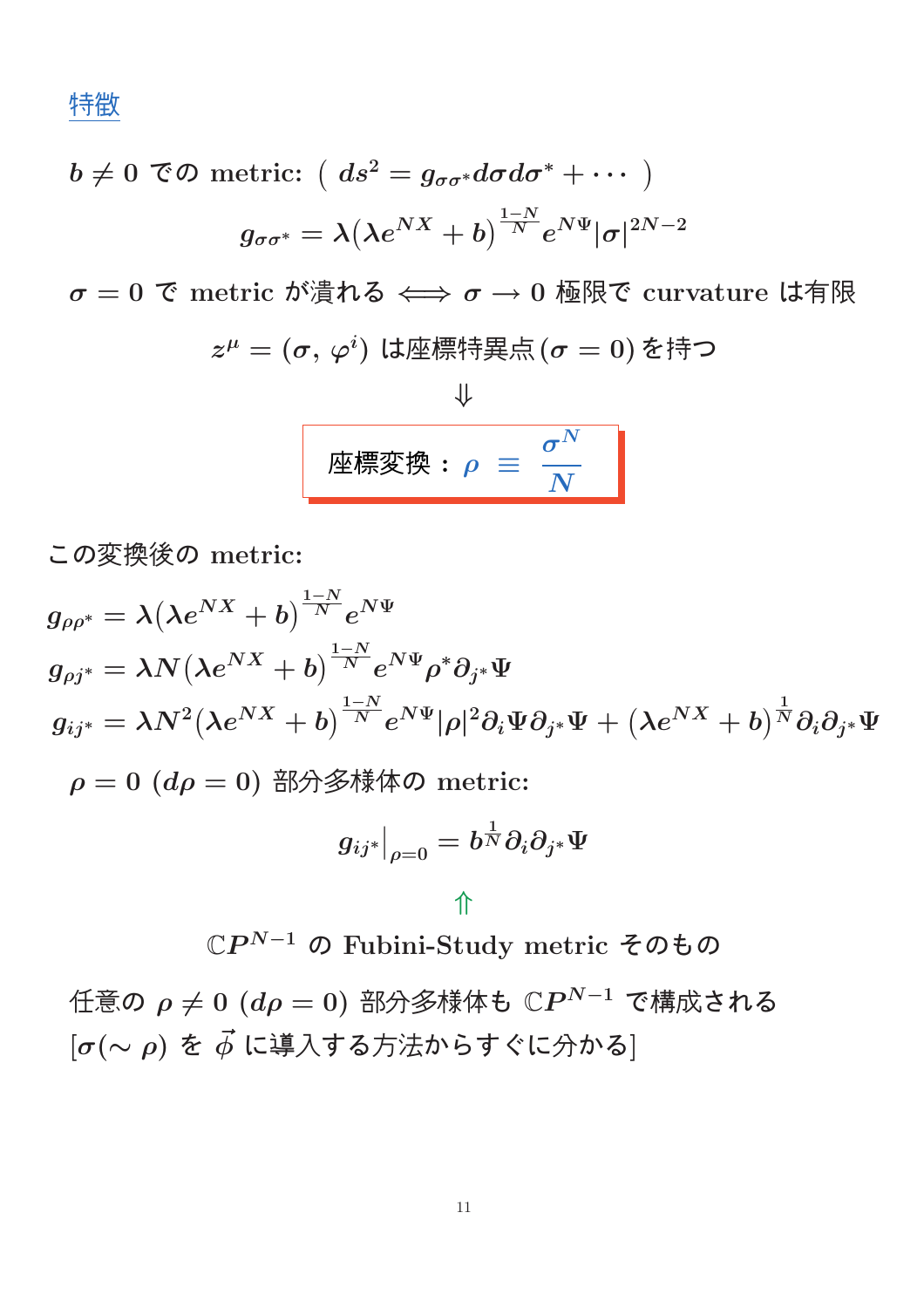## 特徴

$b \neq 0$ での metric: $\left( ds^2 = g_{\sigma\sigma^*} d\sigma d\sigma^* + \cdots \right)$

$$g_{\sigma\sigma^*} = \lambda\left(\lambda e^{NX} + b\right)^{\frac{1-N}{N}} e^{N\Psi} |\sigma|^{2N-2}$$

$\sigma = 0$ で metric が潰れる $\Longleftrightarrow$ $\sigma \to 0$ 極限で curvature は有限

$$z^\mu = (\sigma, \varphi^i) \text{ は座標特異点} (\sigma = 0) \text{ を持つ}$$

$$\Downarrow$$

**座標変換：$\rho \equiv \dfrac{\sigma^N}{N}$**

この変換後の metric:

$$g_{\rho\rho^*} = \lambda\left(\lambda e^{NX} + b\right)^{\frac{1-N}{N}} e^{N\Psi}$$

$$g_{\rho j^*} = \lambda N \left(\lambda e^{NX} + b\right)^{\frac{1-N}{N}} e^{N\Psi} \rho^* \partial_{j^*} \Psi$$

$$g_{ij^*} = \lambda N^2 \left(\lambda e^{NX} + b\right)^{\frac{1-N}{N}} e^{N\Psi} |\rho|^2 \partial_i \Psi \partial_{j^*} \Psi + \left(\lambda e^{NX} + b\right)^{\frac{1}{N}} \partial_i \partial_{j^*} \Psi$$

$\rho = 0$ $(d\rho = 0)$ 部分多様体の metric:

$$g_{ij^*}\Big|_{\rho=0} = b^{\frac{1}{N}} \partial_i \partial_{j^*} \Psi$$

$$\Uparrow$$

$\mathbb{C}P^{N-1}$ の Fubini-Study metric そのもの

任意の $\rho \neq 0$ $(d\rho = 0)$ 部分多様体も $\mathbb{C}P^{N-1}$ で構成される
[$\sigma(\sim \rho)$ を $\vec{\phi}$ に導入する方法からすぐに分かる]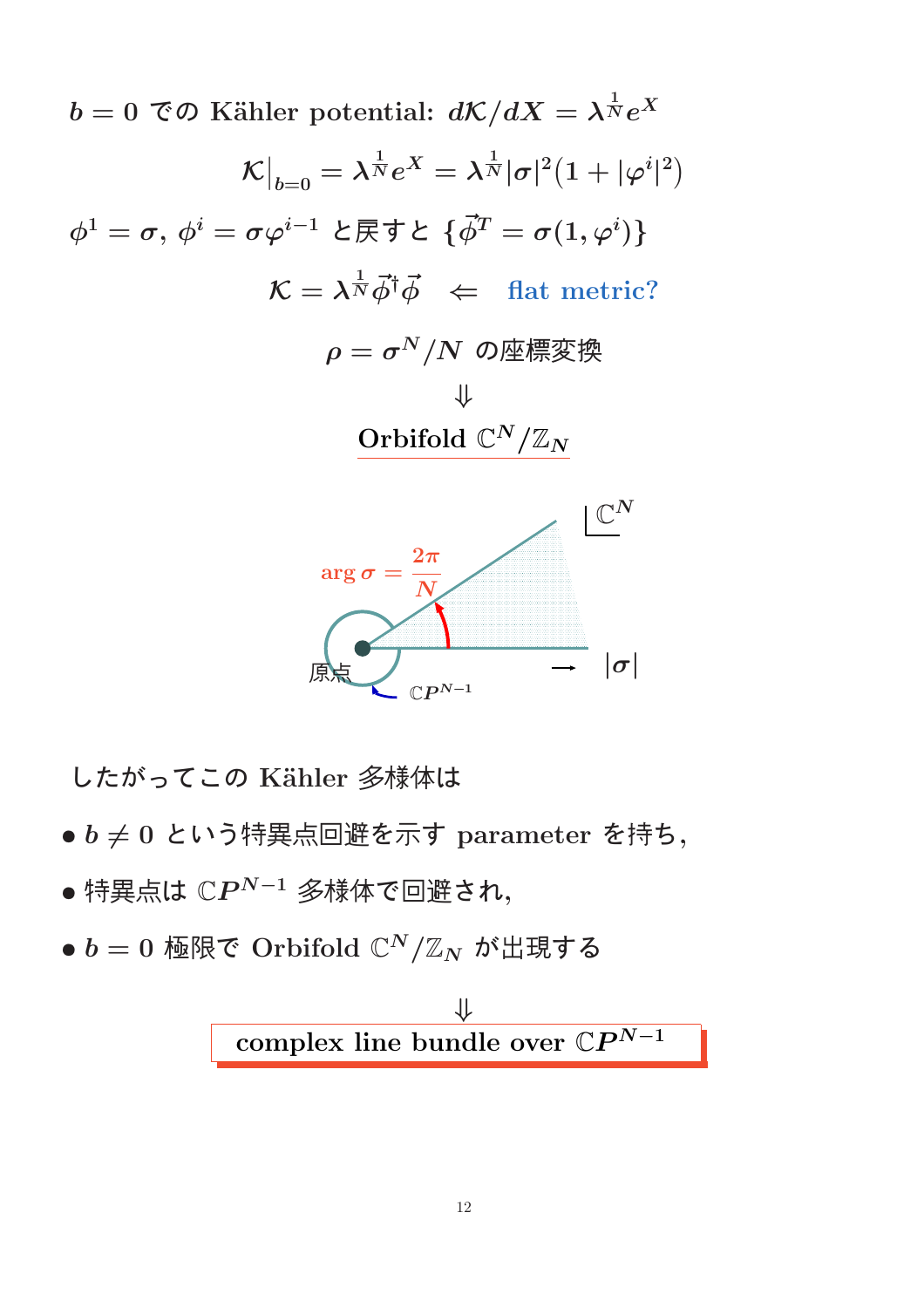$b = 0$ での Kähler potential: $d\mathcal{K}/dX = \lambda^{\frac{1}{N}} e^X$

$$\mathcal{K}\big|_{b=0} = \lambda^{\frac{1}{N}} e^X = \lambda^{\frac{1}{N}} |\sigma|^2 (1 + |\varphi^i|^2)$$

$\phi^1 = \sigma$, $\phi^i = \sigma\varphi^{i-1}$ と戻すと $\{\vec{\phi}^T = \sigma(1, \varphi^i)\}$

$$\mathcal{K} = \lambda^{\frac{1}{N}} \vec{\phi}^\dagger \vec{\phi} \quad \Leftarrow \quad \text{flat metric?}$$

$\rho = \sigma^N / N$ の座標変換

$$\Downarrow$$

Orbifold $\mathbb{C}^N / \mathbb{Z}_N$

$\mathbb{C}^N$

$\arg \sigma = \frac{2\pi}{N}$

原点

$\mathbb{C}P^{N-1}$

$\rightarrow \ |\sigma|$

したがってこの Kähler 多様体は

- $b \neq 0$ という特異点回避を示す parameter を持ち,
- 特異点は $\mathbb{C}P^{N-1}$ 多様体で回避され,
- $b = 0$ 極限で Orbifold $\mathbb{C}^N / \mathbb{Z}_N$ が出現する

$$\Downarrow$$

**complex line bundle over $\mathbb{C}P^{N-1}$**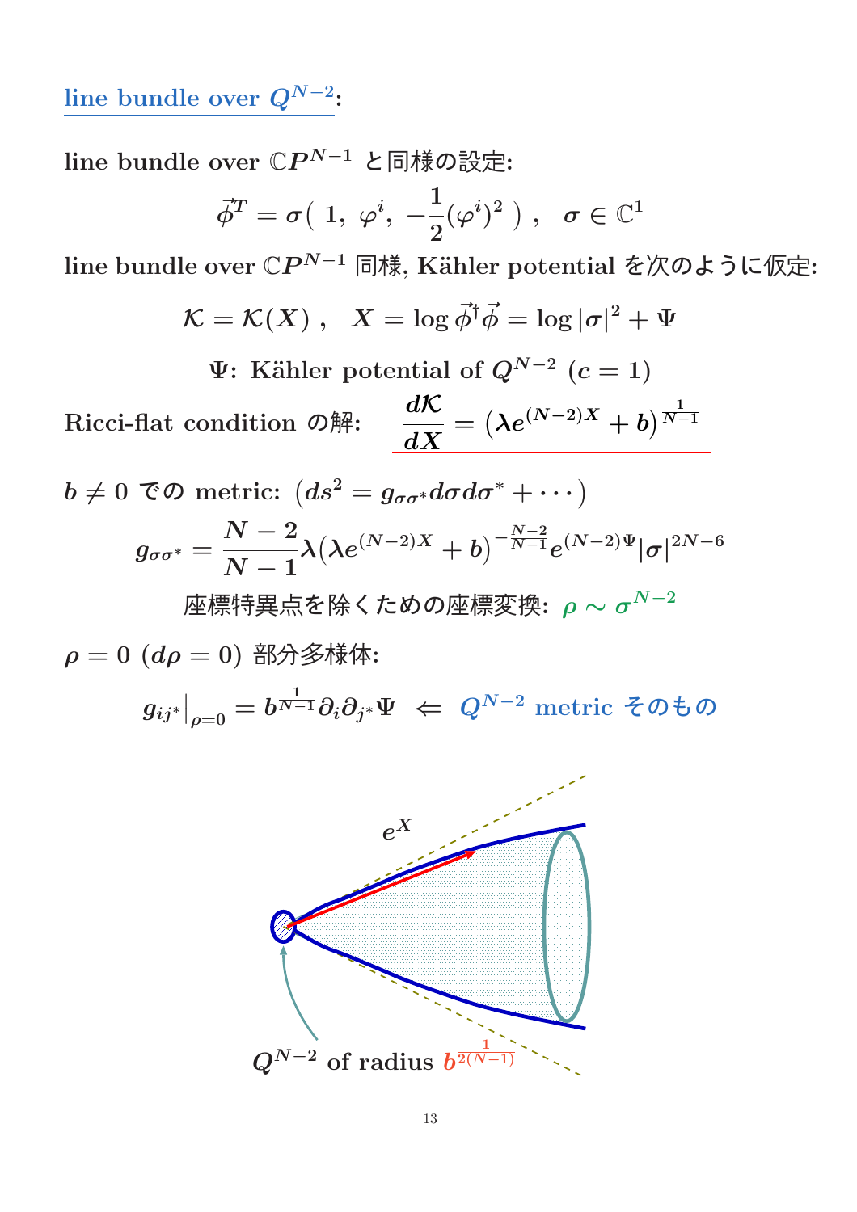## line bundle over $Q^{N-2}$:

line bundle over $\mathbb{C}P^{N-1}$ と同様の設定:

$$\vec{\phi}^T = \sigma\left( 1,\ \varphi^i,\ -\frac{1}{2}(\varphi^i)^2 \right), \quad \sigma \in \mathbb{C}^1$$

line bundle over $\mathbb{C}P^{N-1}$ 同様, Kähler potential を次のように仮定:

$$\mathcal{K} = \mathcal{K}(X), \quad X = \log \vec{\phi}^\dagger \vec{\phi} = \log |\sigma|^2 + \Psi$$

$$\Psi\text{: Kähler potential of } Q^{N-2}\ (c=1)$$

Ricci-flat condition の解: $\displaystyle \frac{d\mathcal{K}}{dX} = \left(\lambda e^{(N-2)X} + b\right)^{\frac{1}{N-1}}$

$b \neq 0$ での metric: $\left(ds^2 = g_{\sigma\sigma^*} d\sigma d\sigma^* + \cdots\right)$

$$g_{\sigma\sigma^*} = \frac{N-2}{N-1}\lambda\left(\lambda e^{(N-2)X} + b\right)^{-\frac{N-2}{N-1}} e^{(N-2)\Psi} |\sigma|^{2N-6}$$

座標特異点を除くための座標変換: $\rho \sim \sigma^{N-2}$

$\rho = 0$ $(d\rho = 0)$ 部分多様体:

$$g_{ij^*}\big|_{\rho=0} = b^{\frac{1}{N-1}} \partial_i \partial_{j^*} \Psi \ \Leftarrow\ Q^{N-2} \text{ metric そのもの}$$

$e^X$

$Q^{N-2}$ of radius $b^{\frac{1}{2(N-1)}}$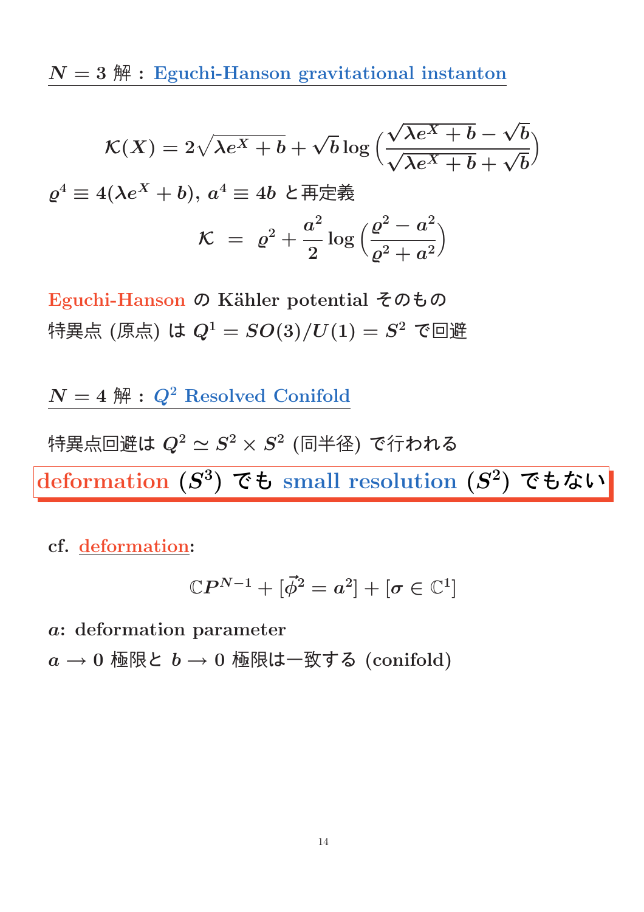## $N=3$ 解 : Eguchi-Hanson gravitational instanton

$$\mathcal{K}(X) = 2\sqrt{\lambda e^X + b} + \sqrt{b}\log\left(\frac{\sqrt{\lambda e^X + b} - \sqrt{b}}{\sqrt{\lambda e^X + b} + \sqrt{b}}\right)$$

$\varrho^4 \equiv 4(\lambda e^X + b)$, $a^4 \equiv 4b$ と再定義

$$\mathcal{K} \;=\; \varrho^2 + \frac{a^2}{2}\log\left(\frac{\varrho^2 - a^2}{\varrho^2 + a^2}\right)$$

Eguchi-Hanson の Kähler potential そのもの

特異点 (原点) は $Q^1 = SO(3)/U(1) = S^2$ で回避

## $N=4$ 解 : $Q^2$ Resolved Conifold

特異点回避は $Q^2 \simeq S^2 \times S^2$ (同半径) で行われる

**deformation ($S^3$) でも small resolution ($S^2$) でもない**

cf. deformation:

$$\mathbb{C}P^{N-1} + [\vec{\phi}^2 = a^2] + [\sigma \in \mathbb{C}^1]$$

$a$: deformation parameter

$a \to 0$ 極限と $b \to 0$ 極限は一致する (conifold)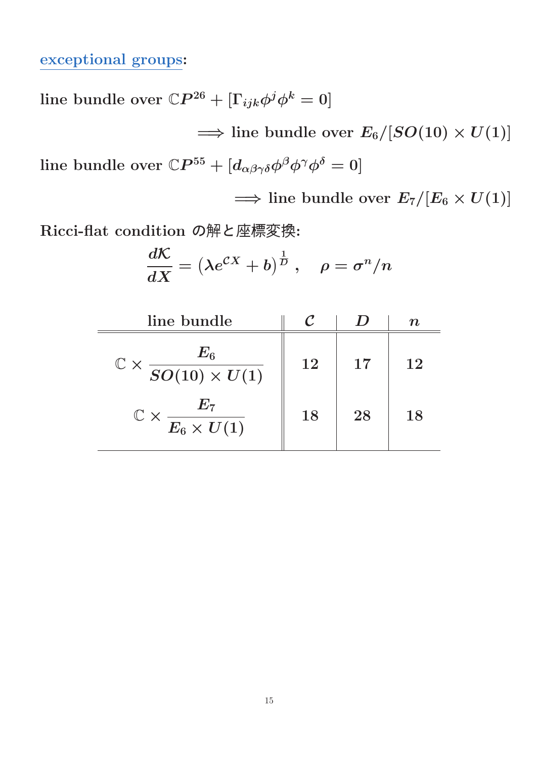exceptional groups:

line bundle over $\mathbb{C}P^{26}$ + $[\Gamma_{ijk}\phi^j\phi^k = 0]$

$\Longrightarrow$ line bundle over $E_6/[SO(10)\times U(1)]$

line bundle over $\mathbb{C}P^{55}$ + $[d_{\alpha\beta\gamma\delta}\phi^\beta\phi^\gamma\phi^\delta = 0]$

$\Longrightarrow$ line bundle over $E_7/[E_6\times U(1)]$

Ricci-flat condition の解と座標変換:

$$\frac{d\mathcal{K}}{dX} = \left(\lambda e^{\mathcal{C}X} + b\right)^{\frac{1}{D}}, \quad \rho = \sigma^n/n$$

| line bundle | $\mathcal{C}$ | $D$ | $n$ |
|---|---|---|---|
| $\mathbb{C}\times\dfrac{E_6}{SO(10)\times U(1)}$ | 12 | 17 | 12 |
| $\mathbb{C}\times\dfrac{E_7}{E_6\times U(1)}$ | 18 | 28 | 18 |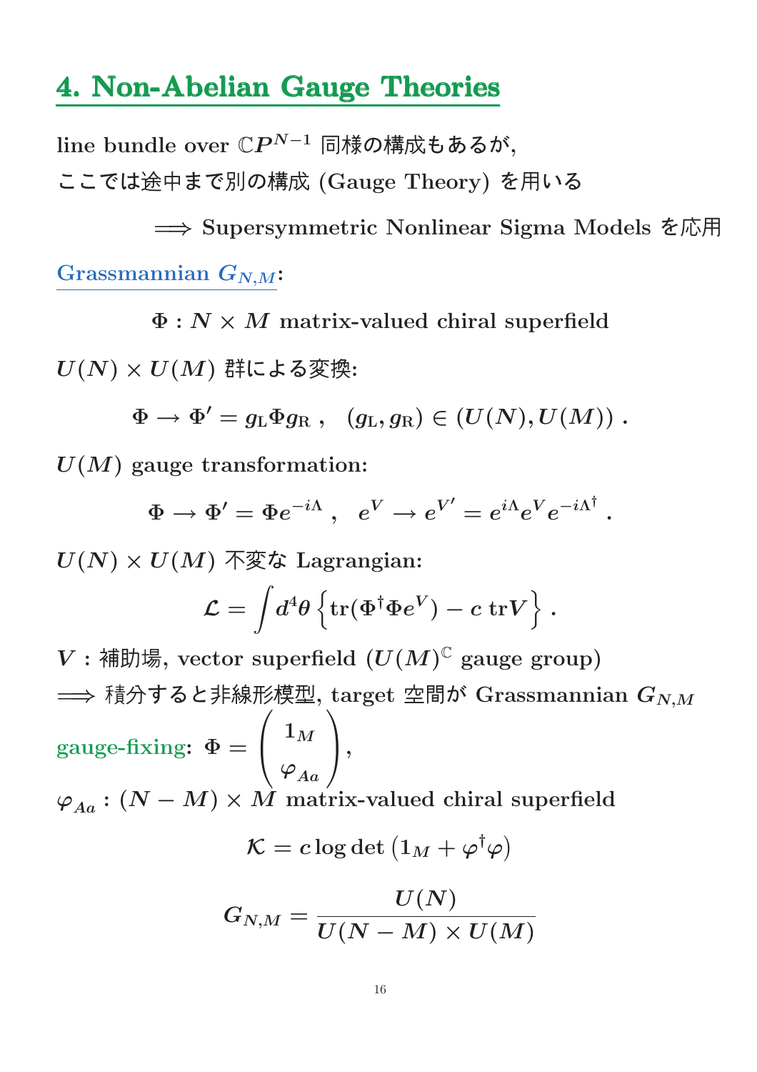# 4. Non-Abelian Gauge Theories

line bundle over $\mathbb{C}P^{N-1}$ 同様の構成もあるが,

ここでは途中まで別の構成 (Gauge Theory) を用いる

$\Longrightarrow$ Supersymmetric Nonlinear Sigma Models を応用

**Grassmannian $G_{N,M}$:**

$$\Phi : N \times M \text{ matrix-valued chiral superfield}$$

$U(N) \times U(M)$ 群による変換:

$$\Phi \to \Phi' = g_{\rm L} \Phi g_{\rm R} \ , \quad (g_{\rm L}, g_{\rm R}) \in (U(N), U(M)) \ .$$

$U(M)$ gauge transformation:

$$\Phi \to \Phi' = \Phi e^{-i\Lambda} \ , \quad e^V \to e^{V'} = e^{i\Lambda} e^V e^{-i\Lambda^\dagger} \ .$$

$U(N) \times U(M)$ 不変な Lagrangian:

$$\mathcal{L} = \int d^4\theta \left\{ {\rm tr}(\Phi^\dagger \Phi e^V) - c \, {\rm tr} V \right\} \ .$$

$V$ : 補助場, vector superfield ($U(M)^{\mathbb{C}}$ gauge group)

$\Longrightarrow$ 積分すると非線形模型, target 空間が Grassmannian $G_{N,M}$

gauge-fixing: $\Phi = \begin{pmatrix} 1_M \\ \varphi_{Aa} \end{pmatrix}$,

$\varphi_{Aa}$ : $(N-M) \times M$ matrix-valued chiral superfield

$$\mathcal{K} = c \log \det \left( 1_M + \varphi^\dagger \varphi \right)$$

$$G_{N,M} = \frac{U(N)}{U(N-M) \times U(M)}$$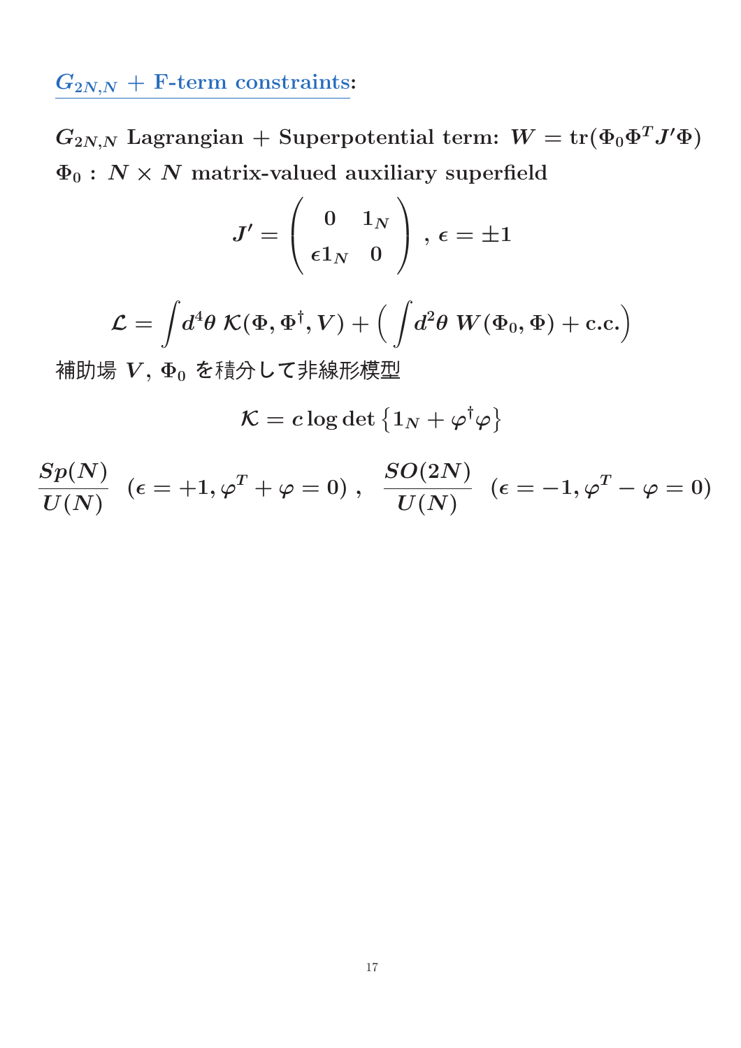## $G_{2N,N}$ + F-term constraints:

**$G_{2N,N}$ Lagrangian + Superpotential term: $W = \mathrm{tr}(\Phi_0 \Phi^T J' \Phi)$**

**$\Phi_0$ : $N \times N$ matrix-valued auxiliary superfield**

$$J' = \begin{pmatrix} 0 & 1_N \\ \epsilon 1_N & 0 \end{pmatrix} , \ \epsilon = \pm 1$$

$$\mathcal{L} = \int d^4\theta \ \mathcal{K}(\Phi, \Phi^\dagger, V) + \Big( \int d^2\theta \ W(\Phi_0, \Phi) + \mathrm{c.c.} \Big)$$

補助場 $V$, $\Phi_0$ を積分して非線形模型

$$\mathcal{K} = c \log \det \left\{ 1_N + \varphi^\dagger \varphi \right\}$$

$$\frac{Sp(N)}{U(N)} \ \ (\epsilon = +1, \varphi^T + \varphi = 0) \ , \quad \frac{SO(2N)}{U(N)} \ \ (\epsilon = -1, \varphi^T - \varphi = 0)$$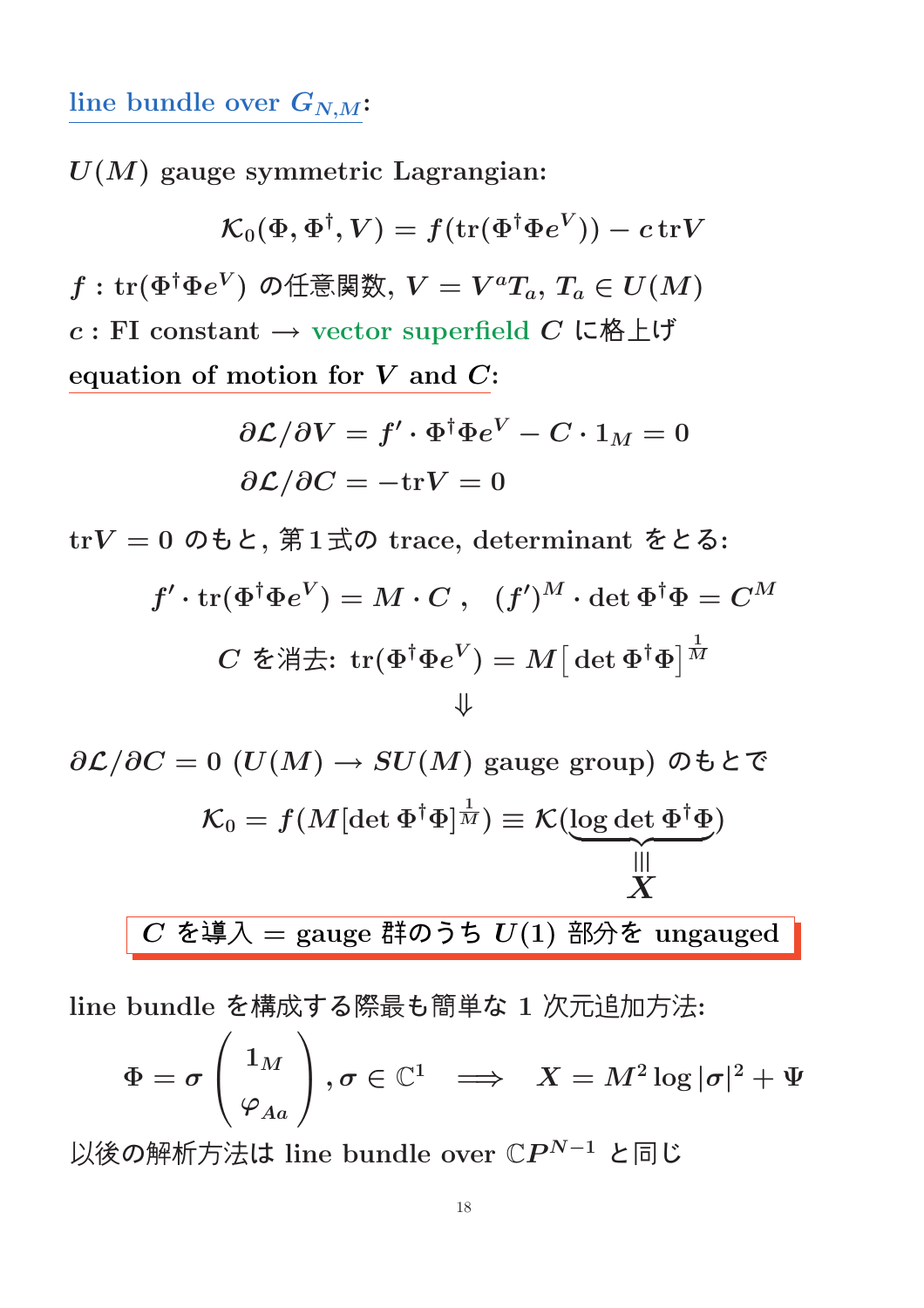## line bundle over $G_{N,M}$:

$U(M)$ gauge symmetric Lagrangian:

$$\mathcal{K}_0(\Phi, \Phi^\dagger, V) = f(\mathrm{tr}(\Phi^\dagger \Phi e^V)) - c\,\mathrm{tr}V$$

$f$ : $\mathrm{tr}(\Phi^\dagger \Phi e^V)$ の任意関数, $V = V^a T_a$, $T_a \in U(M)$

$c$ : FI constant $\longrightarrow$ vector superfield $C$ に格上げ

equation of motion for $V$ and $C$:

$$\partial\mathcal{L}/\partial V = f' \cdot \Phi^\dagger \Phi e^V - C \cdot 1_M = 0$$

$$\partial\mathcal{L}/\partial C = -\mathrm{tr}V = 0$$

$\mathrm{tr}V = 0$ のもと, 第1式の trace, determinant をとる:

$$f' \cdot \mathrm{tr}(\Phi^\dagger \Phi e^V) = M \cdot C\ , \quad (f')^M \cdot \det \Phi^\dagger \Phi = C^M$$

$$C \text{ を消去: } \mathrm{tr}(\Phi^\dagger \Phi e^V) = M\big[\det \Phi^\dagger \Phi\big]^{\frac{1}{M}}$$

$$\Downarrow$$

$\partial\mathcal{L}/\partial C = 0$ ($U(M) \to SU(M)$ gauge group) のもとで

$$\mathcal{K}_0 = f(M[\det \Phi^\dagger \Phi]^{\frac{1}{M}}) \equiv \mathcal{K}(\underbrace{\log\det \Phi^\dagger \Phi}_{\equiv\, X})$$

**$C$ を導入 = gauge 群のうち $U(1)$ 部分を ungauged**

line bundle を構成する際最も簡単な 1 次元追加方法:

$$\Phi = \sigma \begin{pmatrix} 1_M \\ \varphi_{Aa} \end{pmatrix}, \sigma \in \mathbb{C}^1 \quad \Longrightarrow \quad X = M^2 \log|\sigma|^2 + \Psi$$

以後の解析方法は line bundle over $\mathbb{C}P^{N-1}$ と同じ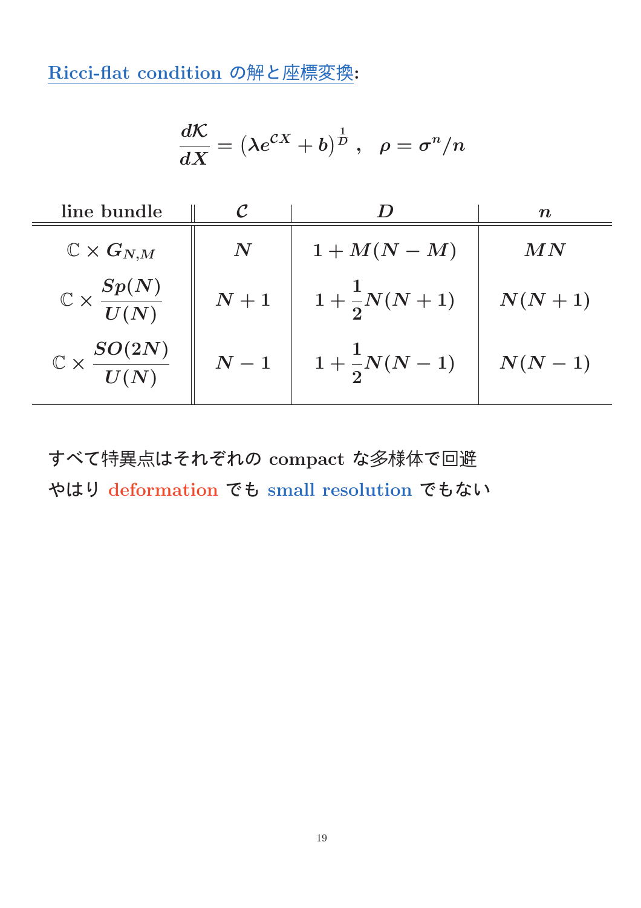## Ricci-flat condition の解と座標変換:

$$
\frac{d\mathcal{K}}{dX} = \left(\lambda e^{\mathcal{C}X} + b\right)^{\frac{1}{D}}\,, \quad \rho = \sigma^n/n
$$

| line bundle | $\mathcal{C}$ | $D$ | $n$ |
|---|---|---|---|
| $\mathbb{C} \times G_{N,M}$ | $N$ | $1 + M(N-M)$ | $MN$ |
| $\mathbb{C} \times \dfrac{Sp(N)}{U(N)}$ | $N+1$ | $1 + \dfrac{1}{2}N(N+1)$ | $N(N+1)$ |
| $\mathbb{C} \times \dfrac{SO(2N)}{U(N)}$ | $N-1$ | $1 + \dfrac{1}{2}N(N-1)$ | $N(N-1)$ |

すべて特異点はそれぞれの compact な多様体で回避

やはり deformation でも small resolution でもない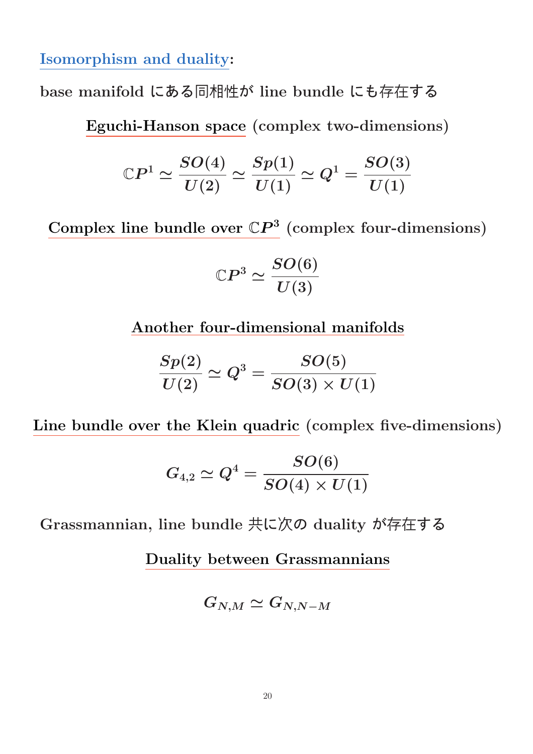## Isomorphism and duality:

base manifold にある同相性が line bundle にも存在する

**Eguchi-Hanson space** (complex two-dimensions)

$$\mathbb{C}P^1 \simeq \frac{SO(4)}{U(2)} \simeq \frac{Sp(1)}{U(1)} \simeq Q^1 = \frac{SO(3)}{U(1)}$$

**Complex line bundle over $\mathbb{C}P^3$** (complex four-dimensions)

$$\mathbb{C}P^3 \simeq \frac{SO(6)}{U(3)}$$

**Another four-dimensional manifolds**

$$\frac{Sp(2)}{U(2)} \simeq Q^3 = \frac{SO(5)}{SO(3) \times U(1)}$$

**Line bundle over the Klein quadric** (complex five-dimensions)

$$G_{4,2} \simeq Q^4 = \frac{SO(6)}{SO(4) \times U(1)}$$

Grassmannian, line bundle 共に次の duality が存在する

**Duality between Grassmannians**

$$G_{N,M} \simeq G_{N,N-M}$$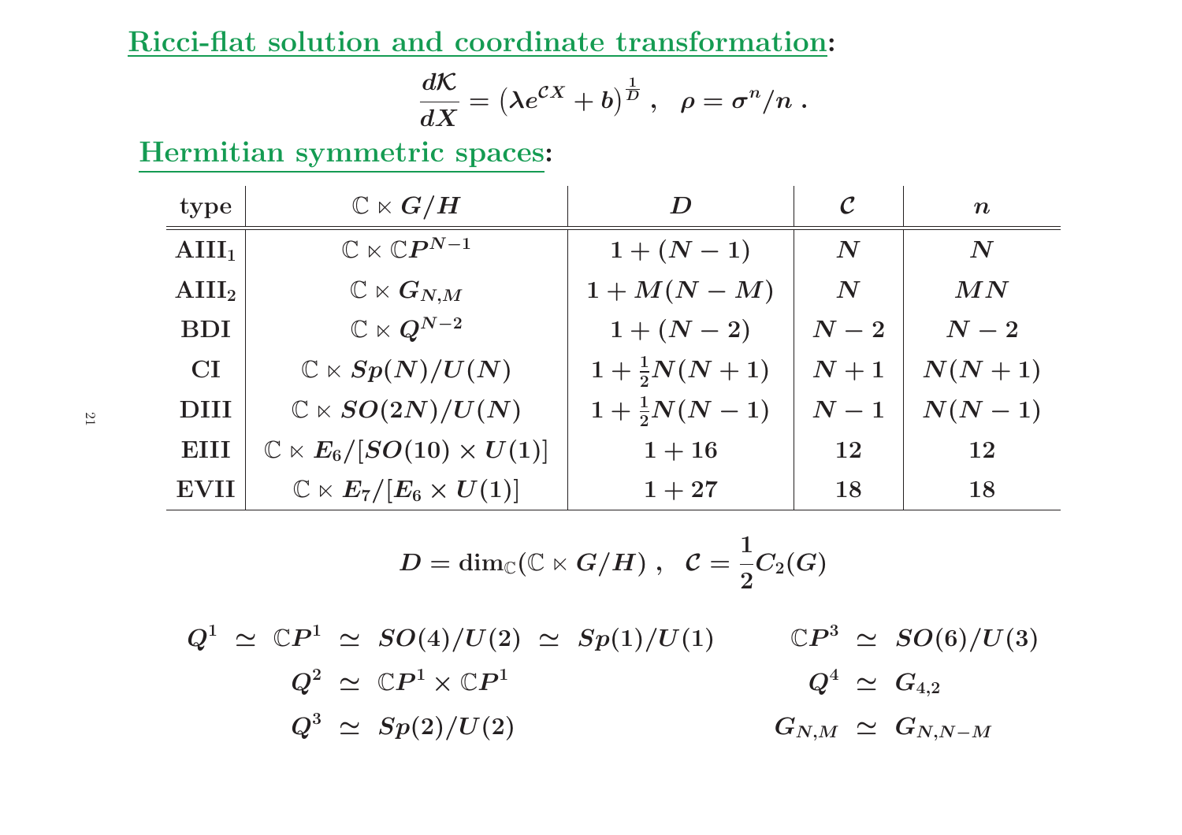**Ricci-flat solution and coordinate transformation**:

$$\frac{d\mathcal{K}}{dX} = \left(\lambda e^{\mathcal{C}X} + b\right)^{\frac{1}{D}} \ , \quad \rho = \sigma^n / n \ .$$

**Hermitian symmetric spaces**:

| type | $\mathbb{C} \ltimes G/H$ | $D$ | $\mathcal{C}$ | $n$ |
|---|---|---|---|---|
| $\mathrm{AIII}_1$ | $\mathbb{C} \ltimes \mathbb{C}P^{N-1}$ | $1 + (N-1)$ | $N$ | $N$ |
| $\mathrm{AIII}_2$ | $\mathbb{C} \ltimes G_{N,M}$ | $1 + M(N-M)$ | $N$ | $MN$ |
| BDI | $\mathbb{C} \ltimes Q^{N-2}$ | $1 + (N-2)$ | $N-2$ | $N-2$ |
| CI | $\mathbb{C} \ltimes Sp(N)/U(N)$ | $1 + \frac{1}{2}N(N+1)$ | $N+1$ | $N(N+1)$ |
| DIII | $\mathbb{C} \ltimes SO(2N)/U(N)$ | $1 + \frac{1}{2}N(N-1)$ | $N-1$ | $N(N-1)$ |
| EIII | $\mathbb{C} \ltimes E_6/[SO(10) \times U(1)]$ | $1 + 16$ | $12$ | $12$ |
| EVII | $\mathbb{C} \ltimes E_7/[E_6 \times U(1)]$ | $1 + 27$ | $18$ | $18$ |

$$D = \dim_{\mathbb{C}}(\mathbb{C} \ltimes G/H) \ , \quad \mathcal{C} = \frac{1}{2} C_2(G)$$

$$Q^1 \simeq \mathbb{C}P^1 \simeq SO(4)/U(2) \simeq Sp(1)/U(1) \qquad \mathbb{C}P^3 \simeq SO(6)/U(3)$$

$$Q^2 \simeq \mathbb{C}P^1 \times \mathbb{C}P^1 \qquad Q^4 \simeq G_{4,2}$$

$$Q^3 \simeq Sp(2)/U(2) \qquad G_{N,M} \simeq G_{N,N-M}$$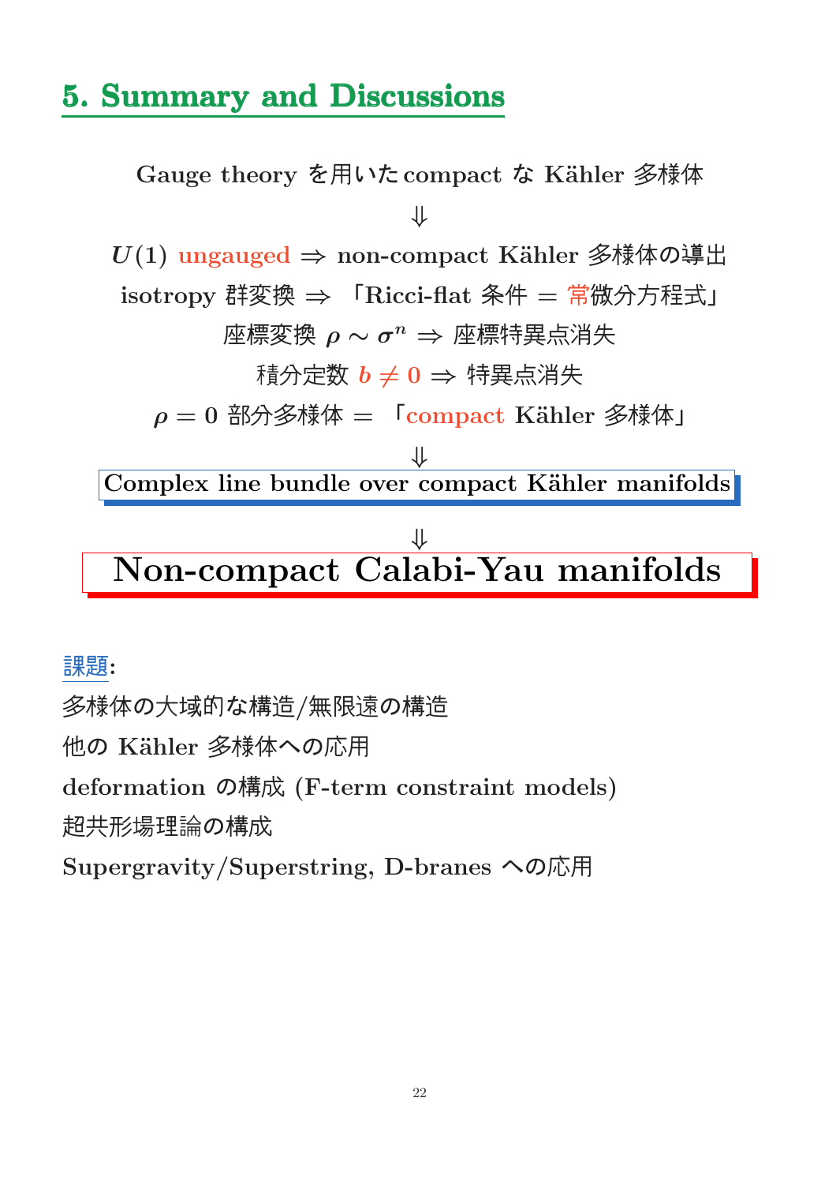## 5. Summary and Discussions

Gauge theory を用いた compact な Kähler 多様体

$\Downarrow$

$U(1)$ ungauged $\Rightarrow$ non-compact Kähler 多様体の導出

isotropy 群変換 $\Rightarrow$ 「Ricci-flat 条件 = 常微分方程式」

座標変換 $\rho \sim \sigma^n$ $\Rightarrow$ 座標特異点消失

積分定数 $b \neq 0$ $\Rightarrow$ 特異点消失

$\rho = 0$ 部分多様体 = 「compact Kähler 多様体」

$\Downarrow$

**Complex line bundle over compact Kähler manifolds**

$\Downarrow$

# Non-compact Calabi-Yau manifolds

**課題:**

多様体の大域的な構造/無限遠の構造

他の Kähler 多様体への応用

deformation の構成 (F-term constraint models)

超共形場理論の構成

Supergravity/Superstring, D-branes への応用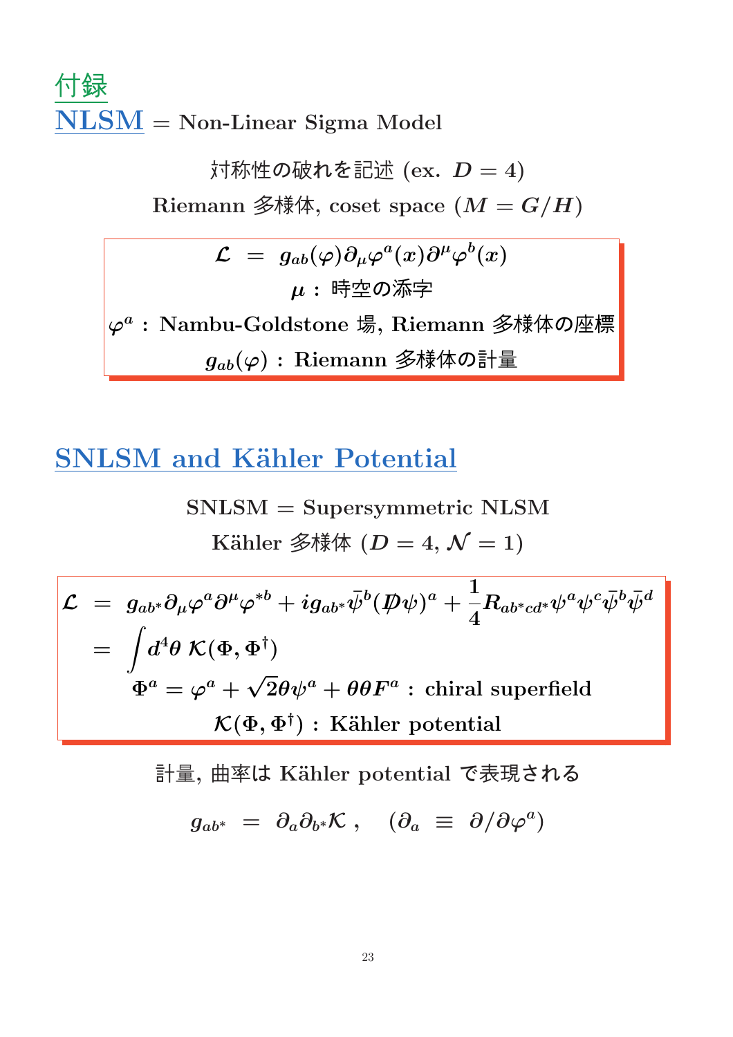# 付録

## NLSM = Non-Linear Sigma Model

対称性の破れを記述 (ex. $D = 4$)

Riemann 多様体, coset space ($M = G/H$)

$$\mathcal{L} \;=\; g_{ab}(\varphi)\partial_\mu\varphi^a(x)\partial^\mu\varphi^b(x)$$

$\mu$ : 時空の添字

$\varphi^a$ : Nambu-Goldstone 場, Riemann 多様体の座標

$g_{ab}(\varphi)$ : Riemann 多様体の計量

## SNLSM and Kähler Potential

SNLSM = Supersymmetric NLSM

Kähler 多様体 ($D = 4$, $\mathcal{N} = 1$)

$$\begin{aligned}
\mathcal{L} \;&=\; g_{ab^*}\partial_\mu\varphi^a\partial^\mu\varphi^{*b} + i g_{ab^*}\bar{\psi}^b(\not{D}\psi)^a + \frac{1}{4}R_{ab^*cd^*}\psi^a\psi^c\bar{\psi}^b\bar{\psi}^d \\
&=\; \int d^4\theta\; \mathcal{K}(\Phi, \Phi^\dagger)
\end{aligned}$$

$\Phi^a = \varphi^a + \sqrt{2}\theta\psi^a + \theta\theta F^a$ : chiral superfield

$\mathcal{K}(\Phi, \Phi^\dagger)$ : Kähler potential

計量, 曲率は Kähler potential で表現される

$$g_{ab^*} \;=\; \partial_a\partial_{b^*}\mathcal{K}\,, \quad (\partial_a \;\equiv\; \partial/\partial\varphi^a)$$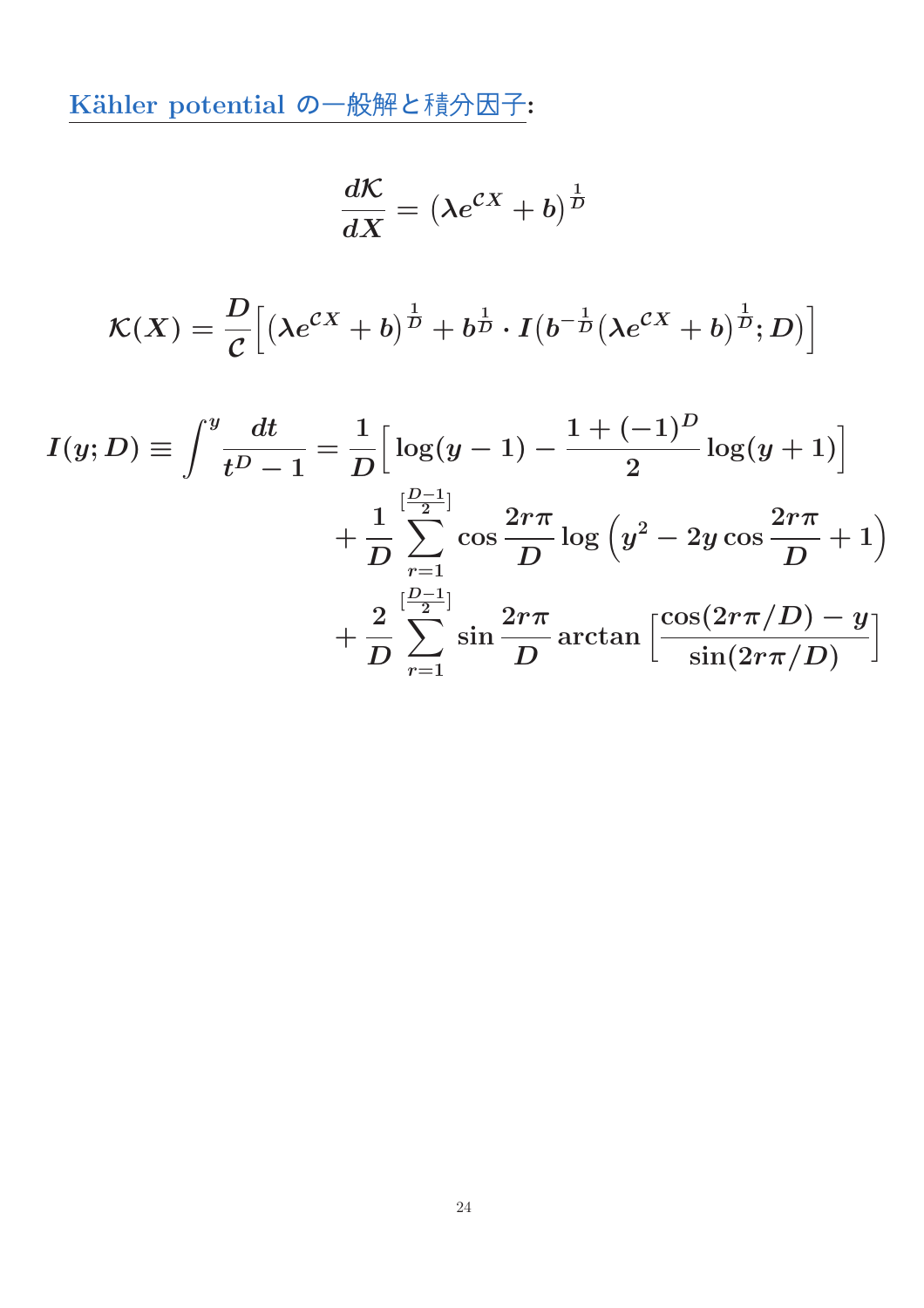**Kähler potential の一般解と積分因子:**

$$\frac{d\mathcal{K}}{dX} = \left(\lambda e^{\mathcal{C}X} + b\right)^{\frac{1}{D}}$$

$$\mathcal{K}(X) = \frac{D}{\mathcal{C}}\Big[\left(\lambda e^{\mathcal{C}X} + b\right)^{\frac{1}{D}} + b^{\frac{1}{D}} \cdot I\big(b^{-\frac{1}{D}}\left(\lambda e^{\mathcal{C}X} + b\right)^{\frac{1}{D}}; D\big)\Big]$$

$$\begin{aligned}
I(y;D) \equiv \int^{y} \frac{dt}{t^D - 1} = \frac{1}{D}\Big[\log(y-1) - \frac{1+(-1)^D}{2}\log(y+1)\Big] \\
+ \frac{1}{D}\sum_{r=1}^{[\frac{D-1}{2}]} \cos\frac{2r\pi}{D}\log\left(y^2 - 2y\cos\frac{2r\pi}{D} + 1\right) \\
+ \frac{2}{D}\sum_{r=1}^{[\frac{D-1}{2}]} \sin\frac{2r\pi}{D}\arctan\left[\frac{\cos(2r\pi/D) - y}{\sin(2r\pi/D)}\right]
\end{aligned}$$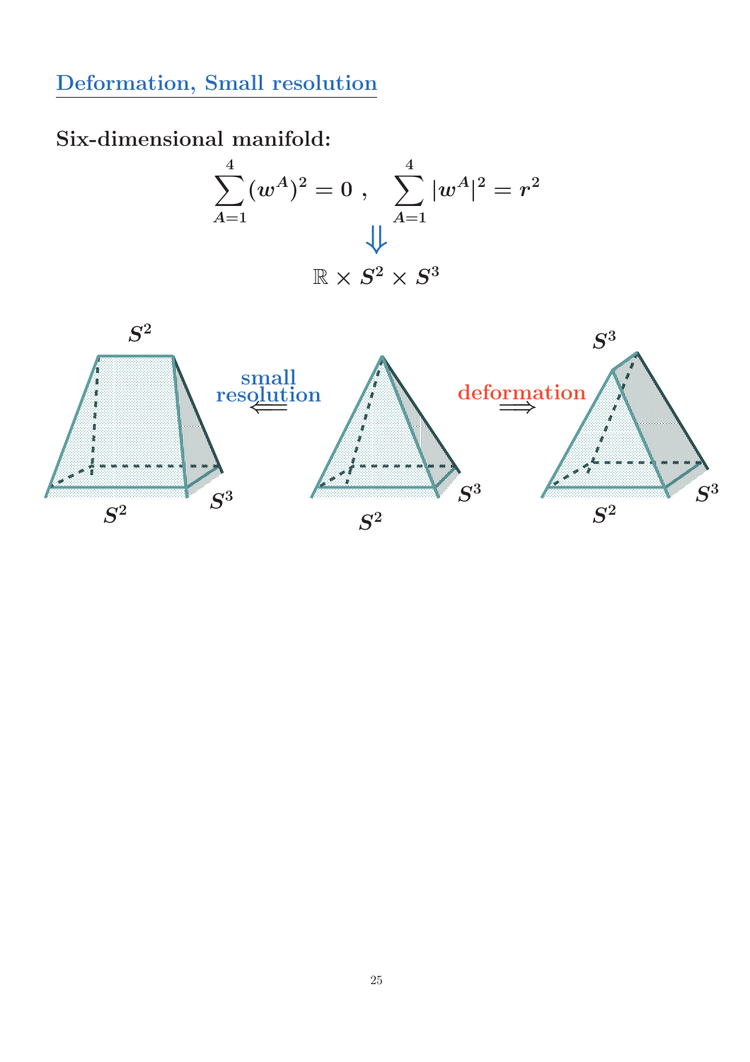## Deformation, Small resolution

**Six-dimensional manifold:**

$$\sum_{A=1}^{4}(w^A)^2 = 0 \ , \quad \sum_{A=1}^{4}|w^A|^2 = r^2$$

$$\Downarrow$$

$$\mathbb{R} \times S^2 \times S^3$$

$S^2$

small resolution

$S^3$

deformation

$S^2$

$S^3$

$S^2$

$S^3$

$S^2$

$S^3$